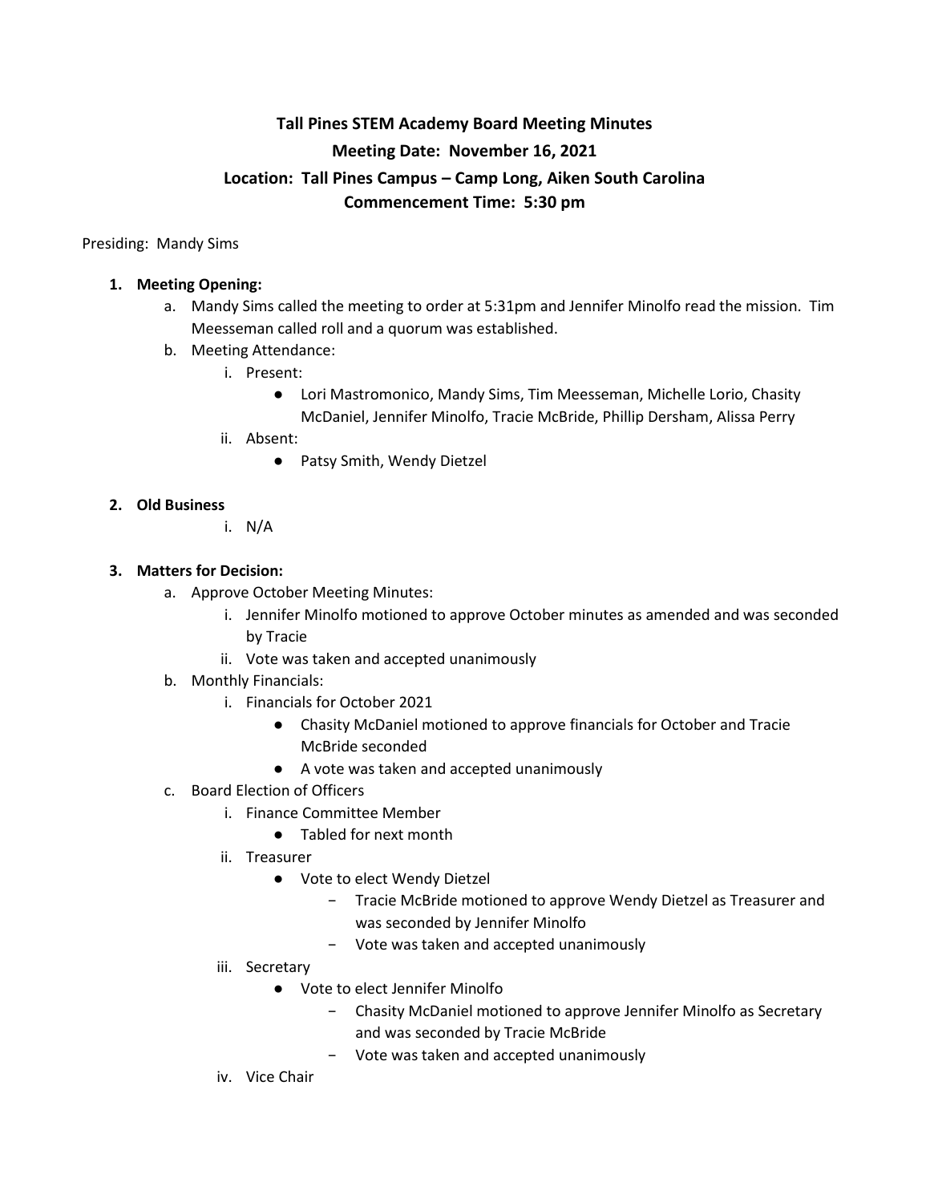# Tall Pines STEM Academy Board Meeting Minutes

## Meeting Date: November 16, 2021

## Location: Tall Pines Campus – Camp Long, Aiken South Carolina

## Commencement Time: 5:30 pm

Presiding: Mandy Sims

1. **Meeting Opening:**
   a. Mandy Sims called the meeting to order at 5:31pm and Jennifer Minolfo read the mission. Tim Meesseman called roll and a quorum was established.
   b. Meeting Attendance:
      i. Present:
         - Lori Mastromonico, Mandy Sims, Tim Meesseman, Michelle Lorio, Chasity McDaniel, Jennifer Minolfo, Tracie McBride, Phillip Dersham, Alissa Perry
      ii. Absent:
         - Patsy Smith, Wendy Dietzel

2. **Old Business**
   i. N/A

3. **Matters for Decision:**
   a. Approve October Meeting Minutes:
      i. Jennifer Minolfo motioned to approve October minutes as amended and was seconded by Tracie
      ii. Vote was taken and accepted unanimously
   b. Monthly Financials:
      i. Financials for October 2021
         - Chasity McDaniel motioned to approve financials for October and Tracie McBride seconded
         - A vote was taken and accepted unanimously
   c. Board Election of Officers
      i. Finance Committee Member
         - Tabled for next month
      ii. Treasurer
         - Vote to elect Wendy Dietzel
            - Tracie McBride motioned to approve Wendy Dietzel as Treasurer and was seconded by Jennifer Minolfo
            - Vote was taken and accepted unanimously
      iii. Secretary
         - Vote to elect Jennifer Minolfo
            - Chasity McDaniel motioned to approve Jennifer Minolfo as Secretary and was seconded by Tracie McBride
            - Vote was taken and accepted unanimously
      iv. Vice Chair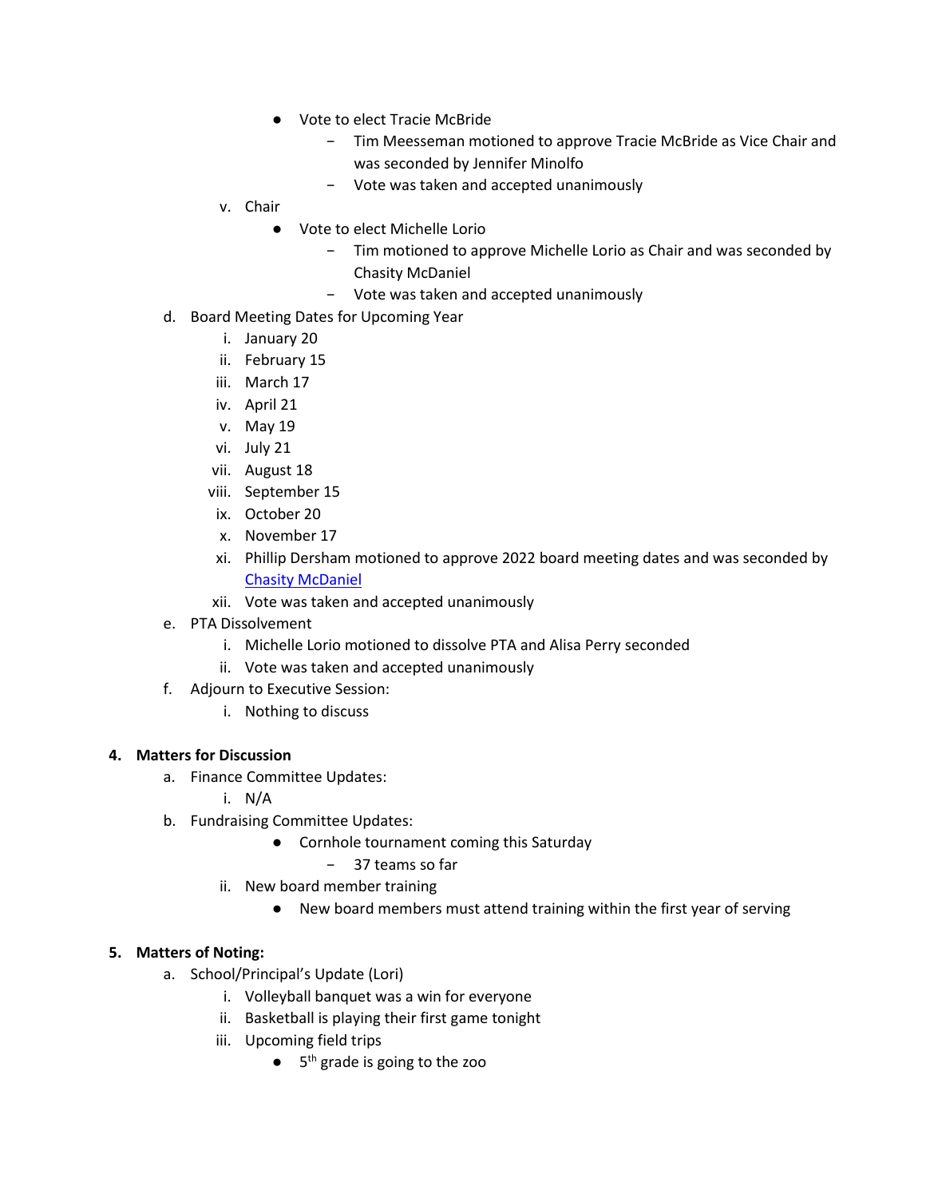- Vote to elect Tracie McBride
  - Tim Meesseman motioned to approve Tracie McBride as Vice Chair and was seconded by Jennifer Minolfo
  - Vote was taken and accepted unanimously

v. Chair

- Vote to elect Michelle Lorio
  - Tim motioned to approve Michelle Lorio as Chair and was seconded by Chasity McDaniel
  - Vote was taken and accepted unanimously

d. Board Meeting Dates for Upcoming Year

i. January 20
ii. February 15
iii. March 17
iv. April 21
v. May 19
vi. July 21
vii. August 18
viii. September 15
ix. October 20
x. November 17
xi. Phillip Dersham motioned to approve 2022 board meeting dates and was seconded by Chasity McDaniel
xii. Vote was taken and accepted unanimously

e. PTA Dissolvement

i. Michelle Lorio motioned to dissolve PTA and Alisa Perry seconded
ii. Vote was taken and accepted unanimously

f. Adjourn to Executive Session:

i. Nothing to discuss

**4. Matters for Discussion**

a. Finance Committee Updates:

i. N/A

b. Fundraising Committee Updates:

- Cornhole tournament coming this Saturday
  - 37 teams so far

ii. New board member training

- New board members must attend training within the first year of serving

**5. Matters of Noting:**

a. School/Principal's Update (Lori)

i. Volleyball banquet was a win for everyone
ii. Basketball is playing their first game tonight
iii. Upcoming field trips

- 5th grade is going to the zoo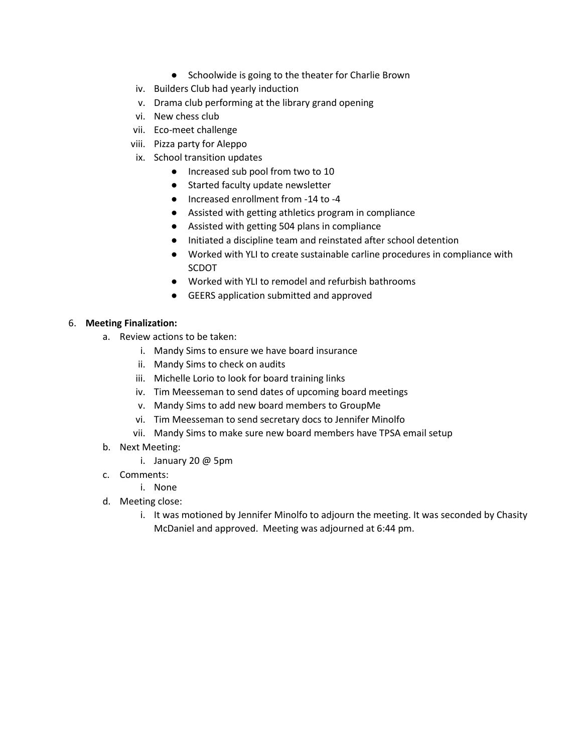- Schoolwide is going to the theater for Charlie Brown

iv. Builders Club had yearly induction

v. Drama club performing at the library grand opening

vi. New chess club

vii. Eco-meet challenge

viii. Pizza party for Aleppo

ix. School transition updates

- Increased sub pool from two to 10
- Started faculty update newsletter
- Increased enrollment from -14 to -4
- Assisted with getting athletics program in compliance
- Assisted with getting 504 plans in compliance
- Initiated a discipline team and reinstated after school detention
- Worked with YLI to create sustainable carline procedures in compliance with SCDOT
- Worked with YLI to remodel and refurbish bathrooms
- GEERS application submitted and approved

6. **Meeting Finalization:**

a. Review actions to be taken:

i. Mandy Sims to ensure we have board insurance

ii. Mandy Sims to check on audits

iii. Michelle Lorio to look for board training links

iv. Tim Meesseman to send dates of upcoming board meetings

v. Mandy Sims to add new board members to GroupMe

vi. Tim Meesseman to send secretary docs to Jennifer Minolfo

vii. Mandy Sims to make sure new board members have TPSA email setup

b. Next Meeting:

i. January 20 @ 5pm

c. Comments:

i. None

d. Meeting close:

i. It was motioned by Jennifer Minolfo to adjourn the meeting. It was seconded by Chasity McDaniel and approved. Meeting was adjourned at 6:44 pm.